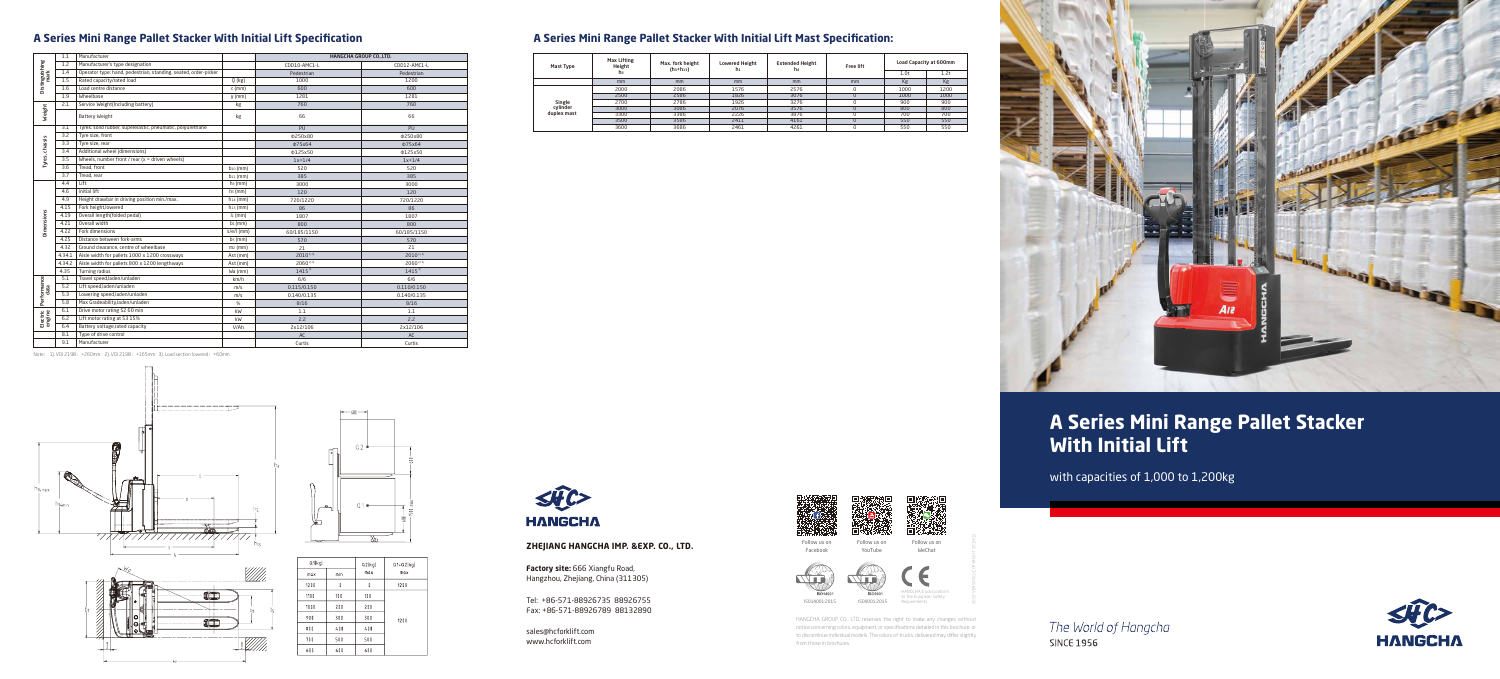## A Series Mini Range Pallet Stacker With Initial Lift Specification

| | | | | HANGCHA GROUP CO.,LTD. | |
|---|---|---|---|---|---|
| Distinguishing mark | 1.1 | Manufacturer | | HANGCHA GROUP CO.,LTD. | |
| | 1.2 | Manufacturer's type designation | | CDD10-AMC1-L | CDD12-AMC1-L |
| | 1.4 | Operator type: hand, pedestrian, standing, seated, order-picker | | Pedestrian | Pedestrian |
| | 1.5 | Rated capacity/rated load | Q (kg) | 1000 | 1200 |
| | 1.6 | Load centre distance | c (mm) | 600 | 600 |
| | 1.9 | Wheelbase | y (mm) | 1281 | 1281 |
| Weight | 2.1 | Service Weight(Including battery) | kg | 760 | 760 |
| | | Battery Weight | kg | 66 | 66 |
| Tyres, chassis | 3.1 | Tyres: solid rubber, superelastic, pneumatic, polyurethane | | PU | PU |
| | 3.2 | Tyre size, front | | Φ250x80 | Φ250x80 |
| | 3.3 | Tyre size, rear | | Φ75x64 | Φ75x64 |
| | 3.4 | Additional wheel (dimensions) | | Φ125x50 | Φ125x50 |
| | 3.5 | Wheels, number front / rear (x = driven wheels) | | 1x+1/4 | 1x+1/4 |
| | 3.6 | Tread, front | $b_{10}$ (mm) | 520 | 520 |
| | 3.7 | Tread, rear | $b_{11}$ (mm) | 385 | 385 |
| Dimensions | 4.4 | Lift | $h_3$ (mm) | 3000 | 3000 |
| | 4.6 | Initial lift | $h_5$ (mm) | 120 | 120 |
| | 4.9 | Height drawbar in driving position min./max. | $h_{14}$ (mm) | 720/1220 | 720/1220 |
| | 4.15 | Fork height lowered | $h_{13}$ (mm) | 86 | 86 |
| | 4.19 | Overall length(folded pedal) | $l_1$ (mm) | 1807 | 1807 |
| | 4.21 | Overall width | $b_1$ (mm) | 800 | 800 |
| | 4.22 | Fork dimensions | s/e/l (mm) | 60/185/1150 | 60/185/1150 |
| | 4.25 | Distance between fork-arms | $b_5$ (mm) | 570 | 570 |
| | 4.32 | Ground clearance, centre of wheelbase | $m_2$ (mm) | 21 | 21 |
| | 4.34.1 | Aisle width for pallets 1000 x 1200 crossways | Ast (mm) | 2010*¹ | 2010*¹ |
| | 4.34.2 | Aisle width for pallets 800 x 1200 lengthways | Ast (mm) | 2060*² | 2060*² |
| | 4.35 | Turning radius | Wa (mm) | 1415*³ | 1415*³ |
| Performance data | 5.1 | Travel speed,laden/unladen | km/h | 6/6 | 6/6 |
| | 5.2 | Lift speed,laden/unladen | m/s | 0.115/0.150 | 0.110/0.150 |
| | 5.3 | Lowering speed,laden/unladen | m/s | 0.140/0.135 | 0.140/0.135 |
| | 5.8 | Max.Gradeability,laden/unladen | % | 8/16 | 8/16 |
| Electric engine | 6.1 | Drive motor rating S2 60 min | kW | 1.1 | 1.1 |
| | 6.2 | Lift motor rating at S3 15% | kW | 2.2 | 2.2 |
| | 6.4 | Battery voltage,rated capacity | V/Ah | 2x12/106 | 2x12/106 |
| | 8.1 | Type of drive control | | AC | AC |
| | 8.1 | Manufacturer | | Curtis | Curtis |

Note: 1) VDI 2198: +200mm 2) VDI 2198: +165mm 3) Load section lowered: +60mm

| Q(kg) | | h3(mm) | h3+h5(mm) |
|---|---|---|---|
| max | min | max | max |
| 1200 | 0 | 0 | 1200 |
| 1100 | 100 | 100 | 1200 |
| 1000 | 200 | 200 | 1200 |
| 900 | 300 | 300 | 1200 |
| 800 | 400 | 400 | 1200 |
| 700 | 500 | 500 | 1200 |
| 600 | 600 | 600 | 1200 |

## A Series Mini Range Pallet Stacker With Initial Lift Mast Specification:

| Mast Type | Max Lifting Height $h_3$ | Max. fork height ($h_3$+$h_{13}$) | Lowered Height $h_1$ | Extended Height $h_4$ | Free lift | Load Capacity at 600mm | |
|---|---|---|---|---|---|---|---|
| | | | | | | 1.0t | 1.2t |
| | mm | mm | mm | mm | mm | Kg | Kg |
| Single cylinder duplex mast | 2000 | 2086 | 1576 | 2576 | 0 | 1000 | 1200 |
| | 2500 | 2586 | 1826 | 3076 | 0 | 1000 | 1000 |
| | 2700 | 2786 | 1926 | 3276 | 0 | 900 | 900 |
| | 3000 | 3086 | 2076 | 3576 | 0 | 800 | 800 |
| | 3300 | 3386 | 2226 | 3876 | 0 | 700 | 700 |
| | 3500 | 3586 | 2461 | 4161 | 0 | 550 | 550 |
| | 3600 | 3686 | 2461 | 4261 | 0 | 550 | 550 |

HANGCHA

**ZHEJIANG HANGCHA IMP. &EXP. CO., LTD.**

**Factory site:** 666 Xiangfu Road, Hangzhou, Zhejiang, China (311305)

Tel: +86-571-88926735 88926755
Fax: +86-571-88926789 88132890

sales@hcforklift.com
www.hcforklift.com

Follow us on Facebook | Follow us on YouTube | Follow us on WeChat

ISO14001:2015 | ISO9001:2015

HANGCHA GROUP CO., LTD. reserves the right to make any changes without notice concerning colors, equipment, or specifications detailed in this brochure, or to discontinue individual models. The colors of trucks delivered may differ slightly from those in brochures.

# A Series Mini Range Pallet Stacker With Initial Lift

with capacities of 1,000 to 1,200kg

The World of Hangcha
SINCE 1956

HANGCHA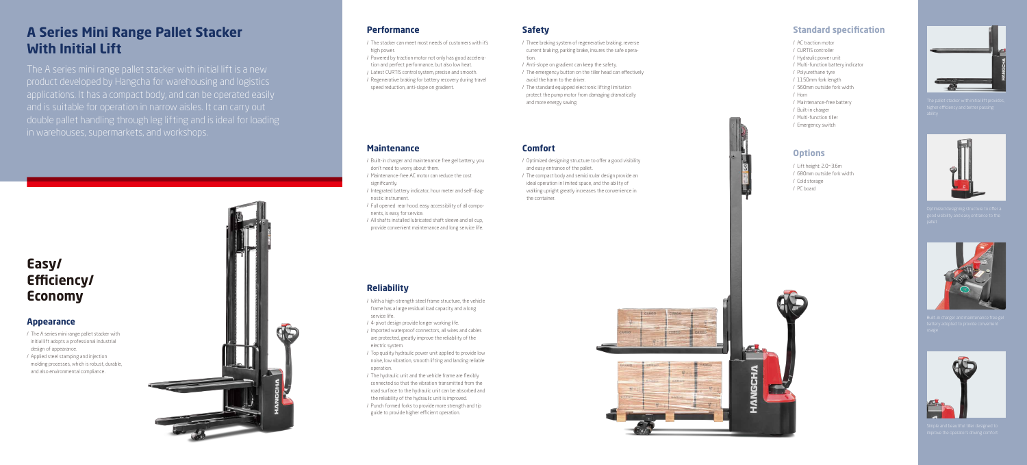# A Series Mini Range Pallet Stacker With Initial Lift

The A series mini range pallet stacker with initial lift is a new product developed by Hangcha for warehousing and logistics applications. It has a compact body, and can be operated easily and is suitable for operation in narrow aisles. It can carry out double pallet handling through leg lifting and is ideal for loading in warehouses, supermarkets, and workshops.

## Easy/ Efficiency/ Economy

### Appearance

/ The A series mini range pallet stacker with initial lift adopts a professional industrial design of appearance.

/ Applied steel stamping and injection molding processes, which is robust, durable, and also environmental compliance.

### Performance

/ The stacker can meet most needs of customers with it's high power.

/ Powered by traction motor not only has good acceleration and perfect performance, but also low heat.

/ Latest CURTIS control system, precise and smooth.

/ Regenerative braking for battery recovery during travel speed reduction, anti-slope on gradient.

### Maintenance

/ Built-in charger and maintenance free gel battery, you don't need to worry about them.

/ Maintenance-free AC motor can reduce the cost significantly.

/ Integrated battery indicator, hour meter and self-diagnostic instrument.

/ Full opened rear hood, easy accessibility of all components, is easy for service.

/ All shafts installed lubricated shaft sleeve and oil cup, provide convenient maintenance and long service life.

### Reliability

/ With a high-strength steel frame structure, the vehicle frame has a large residual load capacity and a long service life.

/ 4-pivot design provide longer working life.

/ Imported waterproof connectors, all wires and cables are protected, greatly improve the reliability of the electric system.

/ Top quality hydraulic power unit applied to provide low noise, low vibration, smooth lifting and landing reliable operation.

/ The hydraulic unit and the vehicle frame are flexibly connected so that the vibration transmitted from the road surface to the hydraulic unit can be absorbed and the reliability of the hydraulic unit is improved.

/ Punch formed forks to provide more strength and tip guide to provide higher efficient operation.

### Safety

/ Three braking system of regenerative braking, reverse current braking, parking brake, insures the safe operation.

/ Anti-slope on gradient can keep the safety.

/ The emergency button on the tiller head can effectively avoid the harm to the driver.

/ The standard equipped electronic lifting limitation protect the pump motor from damaging dramatically and more energy saving.

### Comfort

/ Optimized designing structure to offer a good visibility and easy entrance of the pallet.

/ The compact body and semicircular design provide an ideal operation in limited space, and the ability of walking upright greatly increases the convenience in the container.

### Standard specification

/ AC traction motor

/ CURTIS controller

/ Hydraulic power unit

/ Multi-function battery indicator

/ Polyurethane tyre

/ 1150mm fork length

/ 560mm outside fork width

/ Horn

/ Maintenance-free battery

/ Built-in charger

/ Multi-function tiller

/ Emergency switch

### Options

/ Lift height: 2.0~3.6m

/ 680mm outside fork width

/ Cold storage

/ PC board

The pallet stacker with initial lift provides higher efficiency and better passing ability

Optimized designing structure to offer a good visibility and easy entrance to the pallet

Built-in charger and maintenance free gel battery adopted to provide convenient usage

Simple and beautiful tiller designed to improve the operator's driving comfort